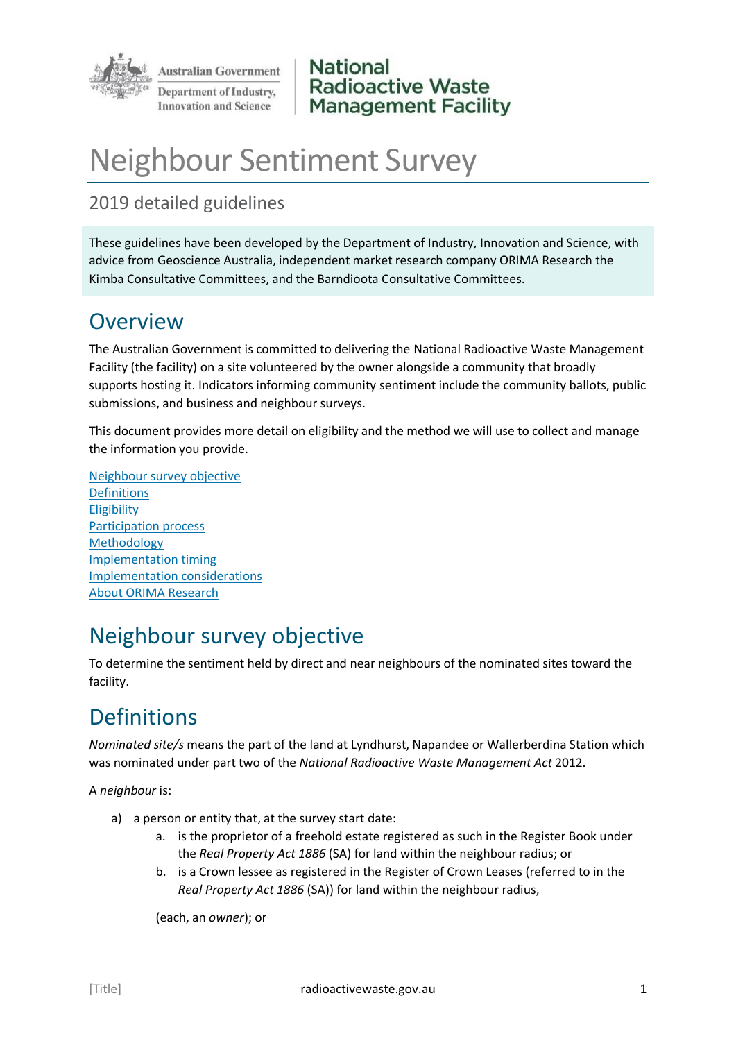Australian Government
Department of Industry, Innovation and Science

National Radioactive Waste Management Facility

# Neighbour Sentiment Survey

## 2019 detailed guidelines

These guidelines have been developed by the Department of Industry, Innovation and Science, with advice from Geoscience Australia, independent market research company ORIMA Research the Kimba Consultative Committees, and the Barndioota Consultative Committees.

## Overview

The Australian Government is committed to delivering the National Radioactive Waste Management Facility (the facility) on a site volunteered by the owner alongside a community that broadly supports hosting it. Indicators informing community sentiment include the community ballots, public submissions, and business and neighbour surveys.

This document provides more detail on eligibility and the method we will use to collect and manage the information you provide.

Neighbour survey objective
Definitions
Eligibility
Participation process
Methodology
Implementation timing
Implementation considerations
About ORIMA Research

## Neighbour survey objective

To determine the sentiment held by direct and near neighbours of the nominated sites toward the facility.

## Definitions

*Nominated site/s* means the part of the land at Lyndhurst, Napandee or Wallerberdina Station which was nominated under part two of the *National Radioactive Waste Management Act* 2012.

A *neighbour* is:

a) a person or entity that, at the survey start date:
   a. is the proprietor of a freehold estate registered as such in the Register Book under the *Real Property Act 1886* (SA) for land within the neighbour radius; or
   b. is a Crown lessee as registered in the Register of Crown Leases (referred to in the *Real Property Act 1886* (SA)) for land within the neighbour radius,

   (each, an *owner*); or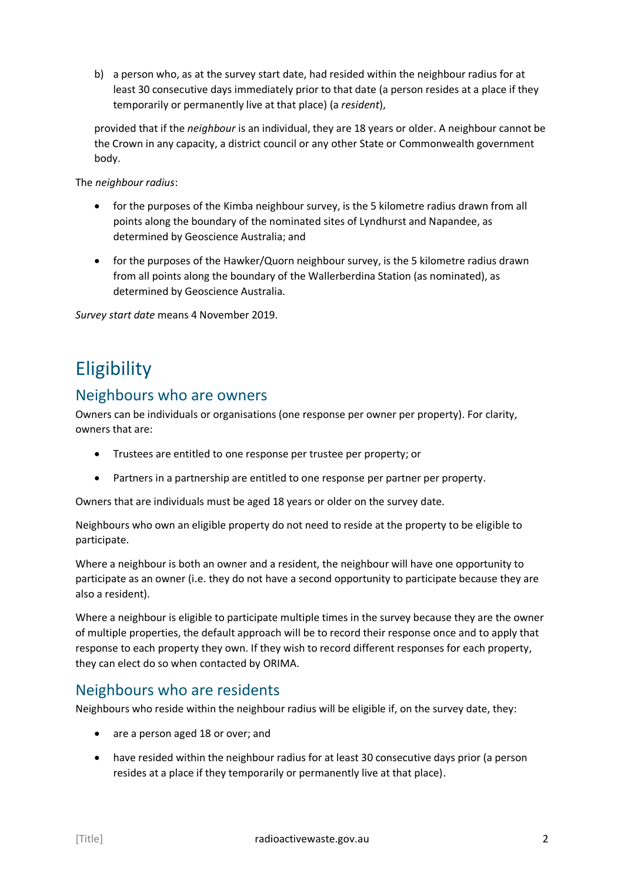b) a person who, as at the survey start date, had resided within the neighbour radius for at least 30 consecutive days immediately prior to that date (a person resides at a place if they temporarily or permanently live at that place) (a *resident*),

provided that if the *neighbour* is an individual, they are 18 years or older. A neighbour cannot be the Crown in any capacity, a district council or any other State or Commonwealth government body.

The *neighbour radius*:

- for the purposes of the Kimba neighbour survey, is the 5 kilometre radius drawn from all points along the boundary of the nominated sites of Lyndhurst and Napandee, as determined by Geoscience Australia; and
- for the purposes of the Hawker/Quorn neighbour survey, is the 5 kilometre radius drawn from all points along the boundary of the Wallerberdina Station (as nominated), as determined by Geoscience Australia.

*Survey start date* means 4 November 2019.

# Eligibility

## Neighbours who are owners

Owners can be individuals or organisations (one response per owner per property). For clarity, owners that are:

- Trustees are entitled to one response per trustee per property; or
- Partners in a partnership are entitled to one response per partner per property.

Owners that are individuals must be aged 18 years or older on the survey date.

Neighbours who own an eligible property do not need to reside at the property to be eligible to participate.

Where a neighbour is both an owner and a resident, the neighbour will have one opportunity to participate as an owner (i.e. they do not have a second opportunity to participate because they are also a resident).

Where a neighbour is eligible to participate multiple times in the survey because they are the owner of multiple properties, the default approach will be to record their response once and to apply that response to each property they own. If they wish to record different responses for each property, they can elect do so when contacted by ORIMA.

## Neighbours who are residents

Neighbours who reside within the neighbour radius will be eligible if, on the survey date, they:

- are a person aged 18 or over; and
- have resided within the neighbour radius for at least 30 consecutive days prior (a person resides at a place if they temporarily or permanently live at that place).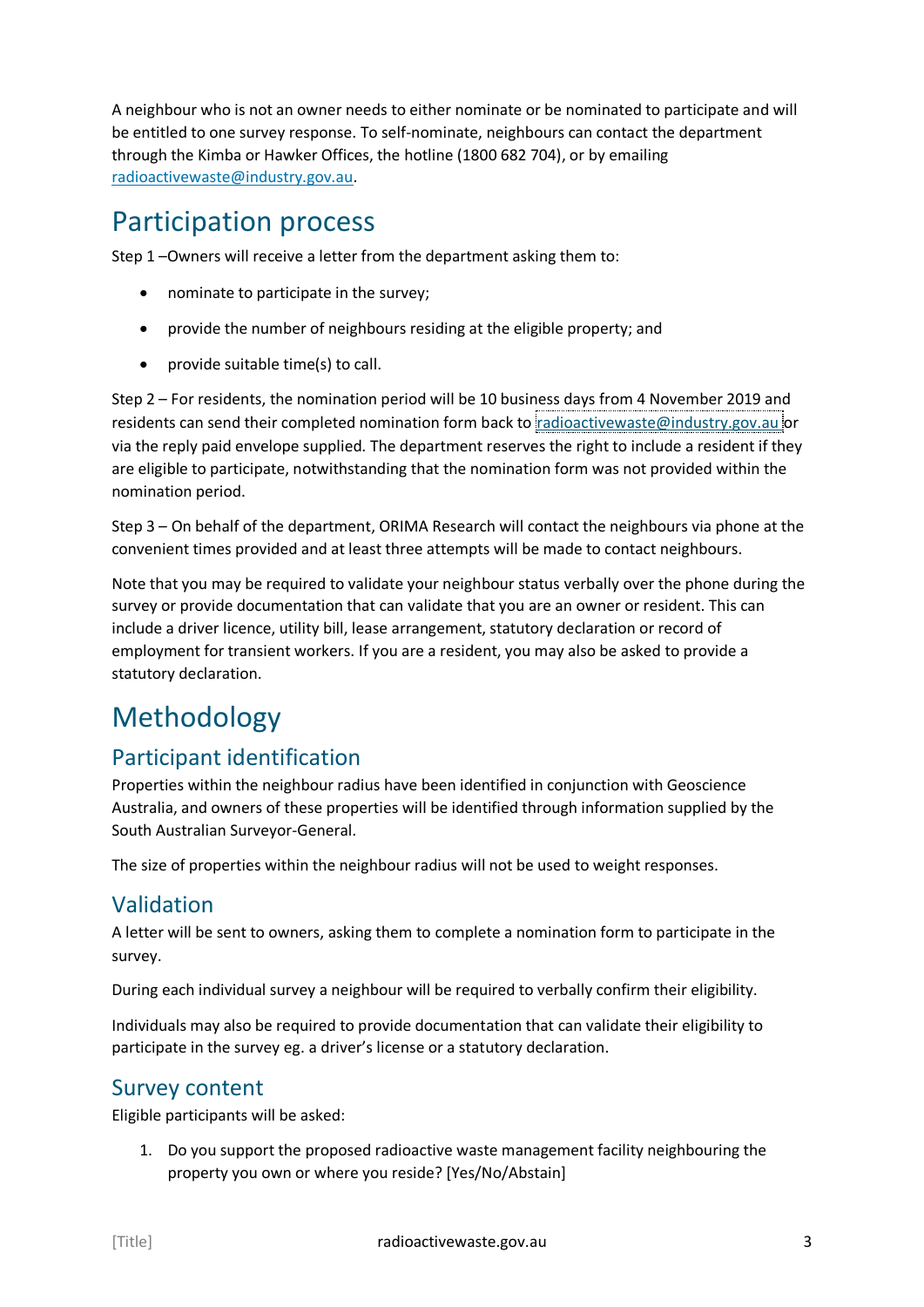A neighbour who is not an owner needs to either nominate or be nominated to participate and will be entitled to one survey response. To self-nominate, neighbours can contact the department through the Kimba or Hawker Offices, the hotline (1800 682 704), or by emailing radioactivewaste@industry.gov.au.

# Participation process

Step 1 –Owners will receive a letter from the department asking them to:

- nominate to participate in the survey;
- provide the number of neighbours residing at the eligible property; and
- provide suitable time(s) to call.

Step 2 – For residents, the nomination period will be 10 business days from 4 November 2019 and residents can send their completed nomination form back to radioactivewaste@industry.gov.au or via the reply paid envelope supplied. The department reserves the right to include a resident if they are eligible to participate, notwithstanding that the nomination form was not provided within the nomination period.

Step 3 – On behalf of the department, ORIMA Research will contact the neighbours via phone at the convenient times provided and at least three attempts will be made to contact neighbours.

Note that you may be required to validate your neighbour status verbally over the phone during the survey or provide documentation that can validate that you are an owner or resident. This can include a driver licence, utility bill, lease arrangement, statutory declaration or record of employment for transient workers. If you are a resident, you may also be asked to provide a statutory declaration.

# Methodology

## Participant identification

Properties within the neighbour radius have been identified in conjunction with Geoscience Australia, and owners of these properties will be identified through information supplied by the South Australian Surveyor-General.

The size of properties within the neighbour radius will not be used to weight responses.

## Validation

A letter will be sent to owners, asking them to complete a nomination form to participate in the survey.

During each individual survey a neighbour will be required to verbally confirm their eligibility.

Individuals may also be required to provide documentation that can validate their eligibility to participate in the survey eg. a driver's license or a statutory declaration.

## Survey content

Eligible participants will be asked:

1. Do you support the proposed radioactive waste management facility neighbouring the property you own or where you reside? [Yes/No/Abstain]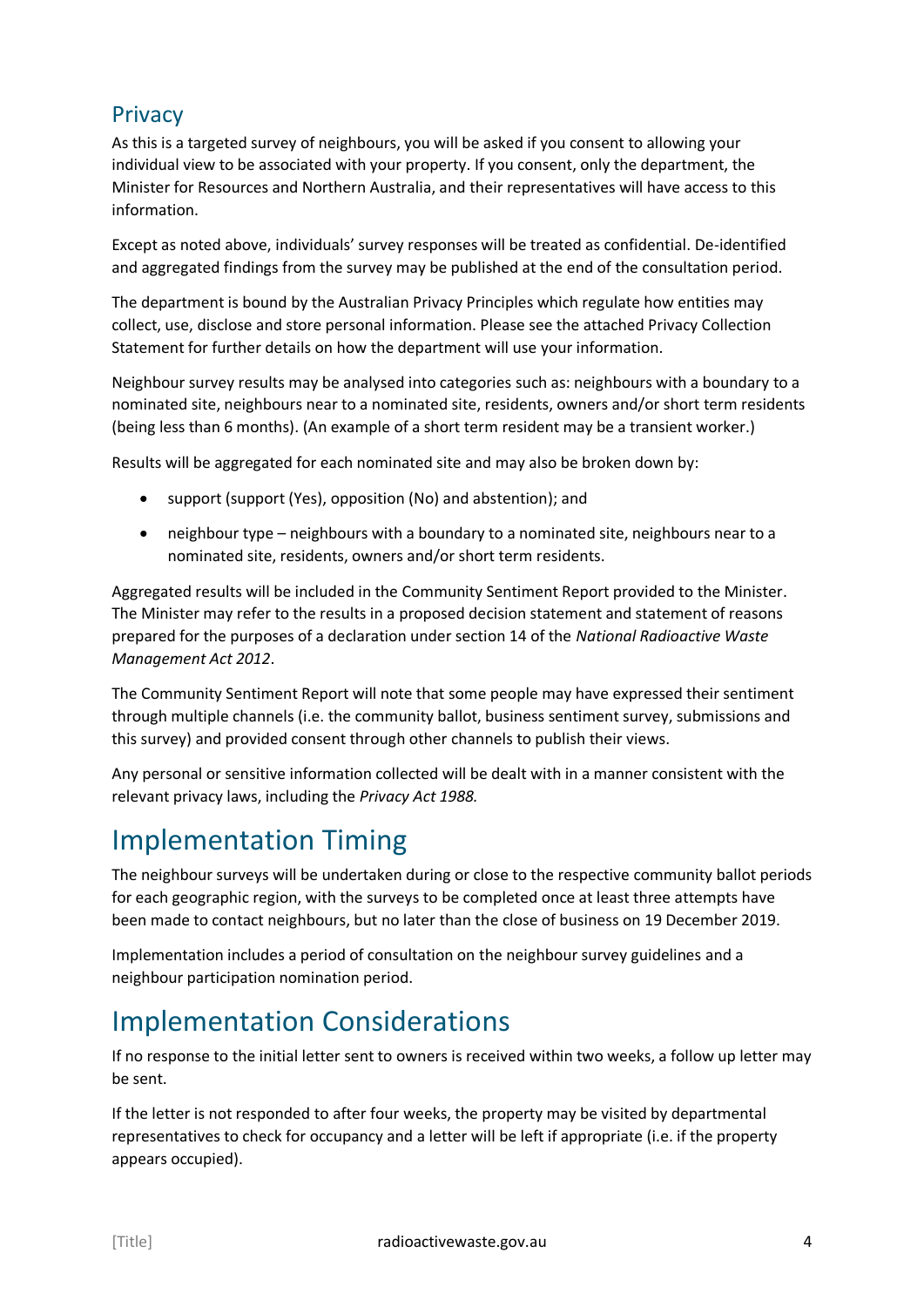## Privacy

As this is a targeted survey of neighbours, you will be asked if you consent to allowing your individual view to be associated with your property. If you consent, only the department, the Minister for Resources and Northern Australia, and their representatives will have access to this information.

Except as noted above, individuals' survey responses will be treated as confidential. De-identified and aggregated findings from the survey may be published at the end of the consultation period.

The department is bound by the Australian Privacy Principles which regulate how entities may collect, use, disclose and store personal information. Please see the attached Privacy Collection Statement for further details on how the department will use your information.

Neighbour survey results may be analysed into categories such as: neighbours with a boundary to a nominated site, neighbours near to a nominated site, residents, owners and/or short term residents (being less than 6 months). (An example of a short term resident may be a transient worker.)

Results will be aggregated for each nominated site and may also be broken down by:

- support (support (Yes), opposition (No) and abstention); and
- neighbour type – neighbours with a boundary to a nominated site, neighbours near to a nominated site, residents, owners and/or short term residents.

Aggregated results will be included in the Community Sentiment Report provided to the Minister. The Minister may refer to the results in a proposed decision statement and statement of reasons prepared for the purposes of a declaration under section 14 of the *National Radioactive Waste Management Act 2012*.

The Community Sentiment Report will note that some people may have expressed their sentiment through multiple channels (i.e. the community ballot, business sentiment survey, submissions and this survey) and provided consent through other channels to publish their views.

Any personal or sensitive information collected will be dealt with in a manner consistent with the relevant privacy laws, including the *Privacy Act 1988.*

# Implementation Timing

The neighbour surveys will be undertaken during or close to the respective community ballot periods for each geographic region, with the surveys to be completed once at least three attempts have been made to contact neighbours, but no later than the close of business on 19 December 2019.

Implementation includes a period of consultation on the neighbour survey guidelines and a neighbour participation nomination period.

# Implementation Considerations

If no response to the initial letter sent to owners is received within two weeks, a follow up letter may be sent.

If the letter is not responded to after four weeks, the property may be visited by departmental representatives to check for occupancy and a letter will be left if appropriate (i.e. if the property appears occupied).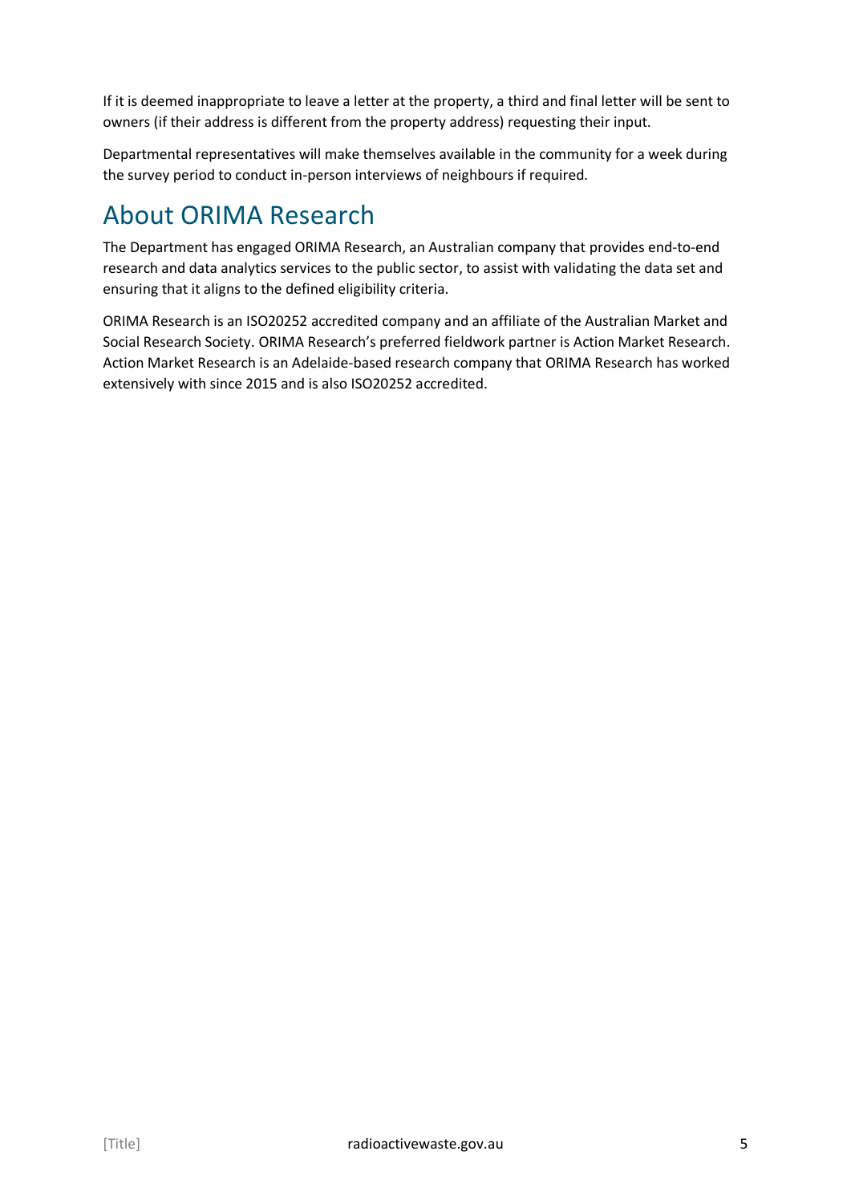If it is deemed inappropriate to leave a letter at the property, a third and final letter will be sent to owners (if their address is different from the property address) requesting their input.

Departmental representatives will make themselves available in the community for a week during the survey period to conduct in-person interviews of neighbours if required.

## About ORIMA Research

The Department has engaged ORIMA Research, an Australian company that provides end-to-end research and data analytics services to the public sector, to assist with validating the data set and ensuring that it aligns to the defined eligibility criteria.

ORIMA Research is an ISO20252 accredited company and an affiliate of the Australian Market and Social Research Society. ORIMA Research's preferred fieldwork partner is Action Market Research. Action Market Research is an Adelaide-based research company that ORIMA Research has worked extensively with since 2015 and is also ISO20252 accredited.